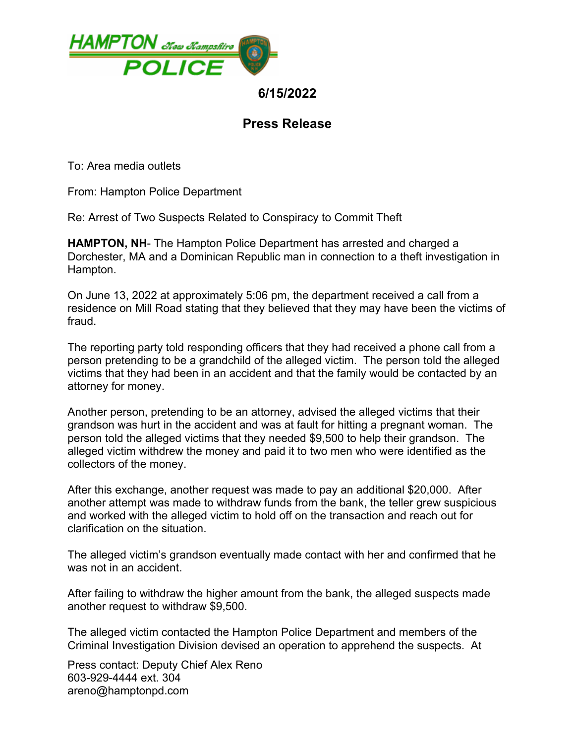HAMPTON *New Hampshire* POLICE

**6/15/2022**

## Press Release

To: Area media outlets

From: Hampton Police Department

Re: Arrest of Two Suspects Related to Conspiracy to Commit Theft

**HAMPTON, NH**- The Hampton Police Department has arrested and charged a Dorchester, MA and a Dominican Republic man in connection to a theft investigation in Hampton.

On June 13, 2022 at approximately 5:06 pm, the department received a call from a residence on Mill Road stating that they believed that they may have been the victims of fraud.

The reporting party told responding officers that they had received a phone call from a person pretending to be a grandchild of the alleged victim. The person told the alleged victims that they had been in an accident and that the family would be contacted by an attorney for money.

Another person, pretending to be an attorney, advised the alleged victims that their grandson was hurt in the accident and was at fault for hitting a pregnant woman. The person told the alleged victims that they needed $9,500 to help their grandson. The alleged victim withdrew the money and paid it to two men who were identified as the collectors of the money.

After this exchange, another request was made to pay an additional $20,000. After another attempt was made to withdraw funds from the bank, the teller grew suspicious and worked with the alleged victim to hold off on the transaction and reach out for clarification on the situation.

The alleged victim's grandson eventually made contact with her and confirmed that he was not in an accident.

After failing to withdraw the higher amount from the bank, the alleged suspects made another request to withdraw $9,500.

The alleged victim contacted the Hampton Police Department and members of the Criminal Investigation Division devised an operation to apprehend the suspects. At

Press contact: Deputy Chief Alex Reno
603-929-4444 ext. 304
areno@hamptonpd.com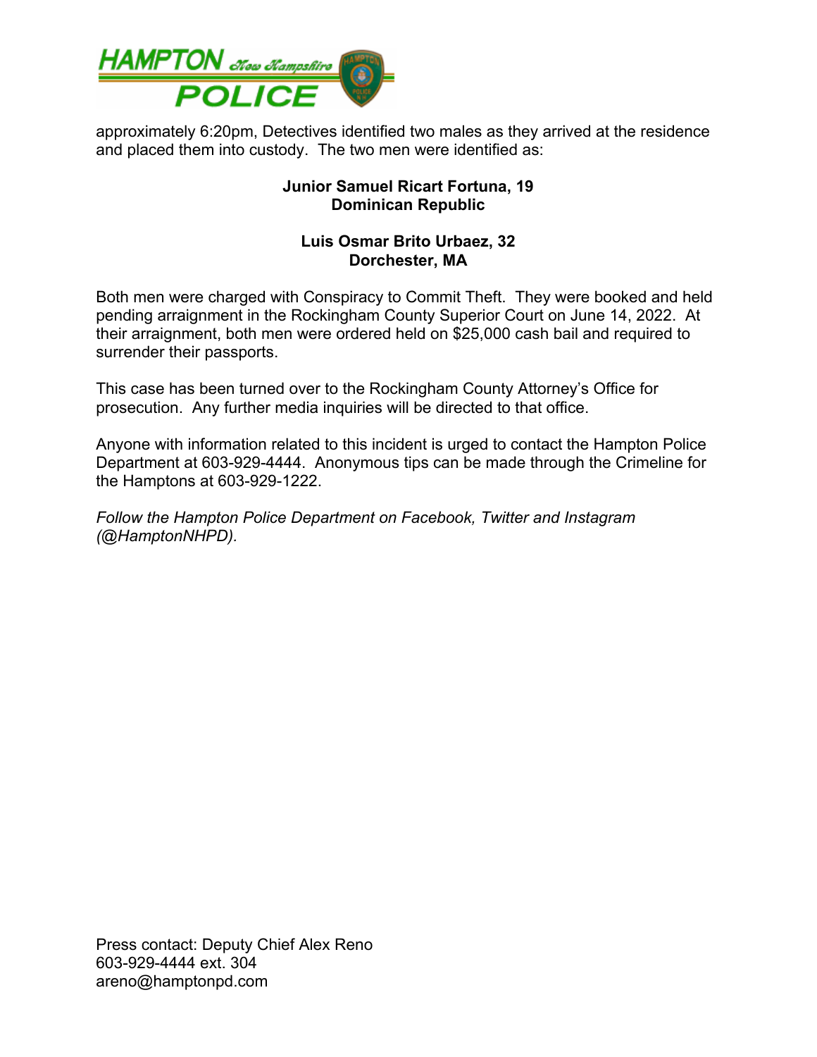approximately 6:20pm, Detectives identified two males as they arrived at the residence and placed them into custody. The two men were identified as:

**Junior Samuel Ricart Fortuna, 19**
**Dominican Republic**

**Luis Osmar Brito Urbaez, 32**
**Dorchester, MA**

Both men were charged with Conspiracy to Commit Theft. They were booked and held pending arraignment in the Rockingham County Superior Court on June 14, 2022. At their arraignment, both men were ordered held on $25,000 cash bail and required to surrender their passports.

This case has been turned over to the Rockingham County Attorney's Office for prosecution. Any further media inquiries will be directed to that office.

Anyone with information related to this incident is urged to contact the Hampton Police Department at 603-929-4444. Anonymous tips can be made through the Crimeline for the Hamptons at 603-929-1222.

*Follow the Hampton Police Department on Facebook, Twitter and Instagram (@HamptonNHPD).*

Press contact: Deputy Chief Alex Reno
603-929-4444 ext. 304
areno@hamptonpd.com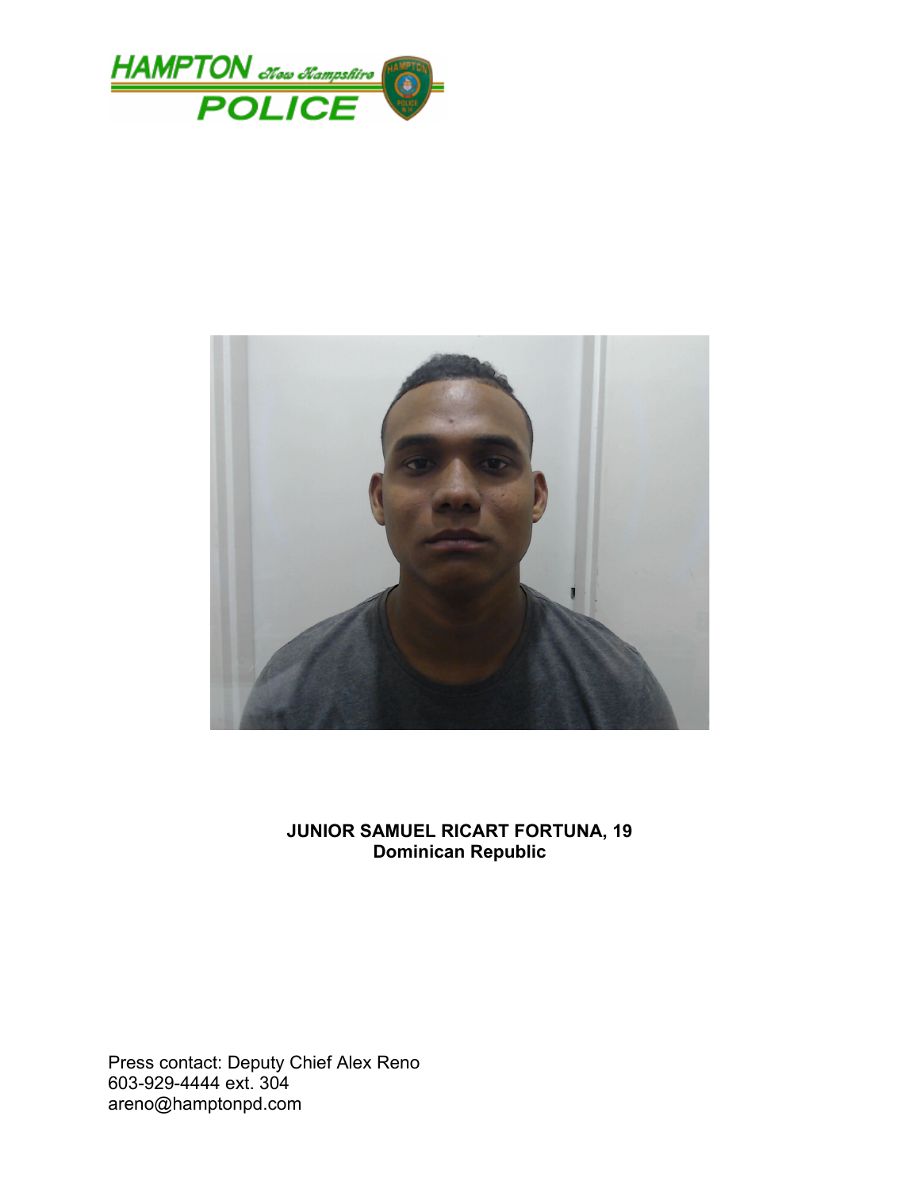HAMPTON New Hampshire POLICE

**JUNIOR SAMUEL RICART FORTUNA, 19**
**Dominican Republic**

Press contact: Deputy Chief Alex Reno
603-929-4444 ext. 304
areno@hamptonpd.com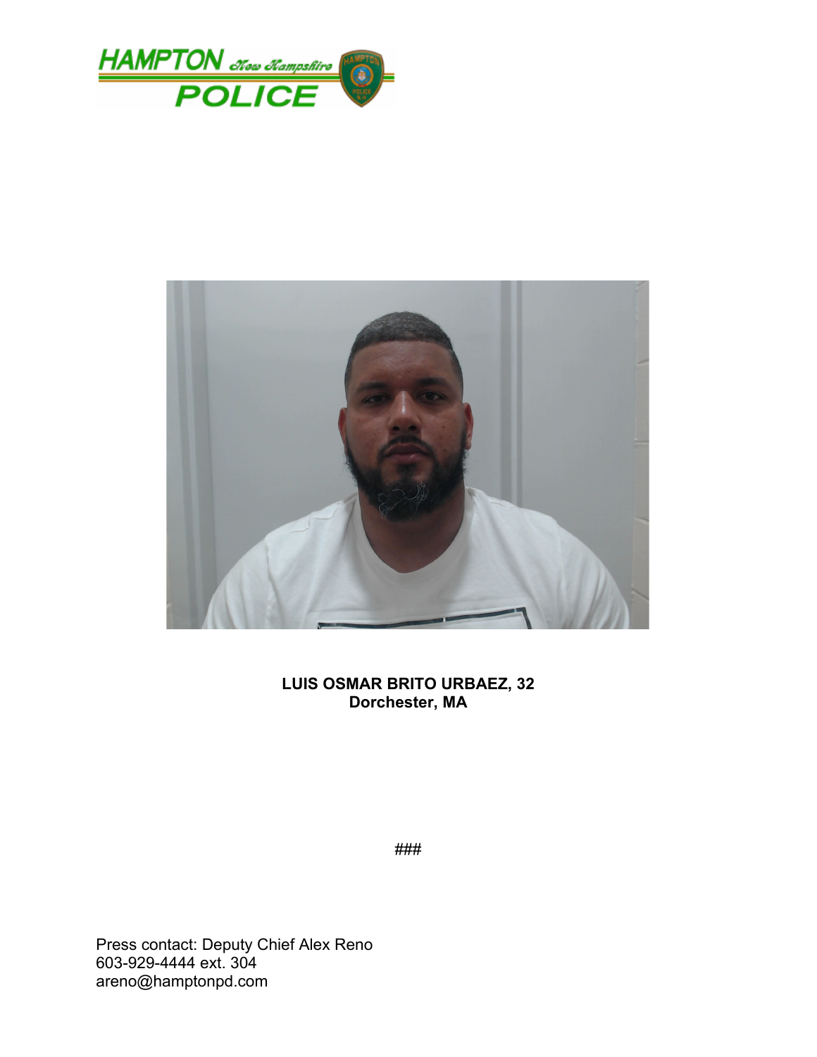**LUIS OSMAR BRITO URBAEZ, 32**
**Dorchester, MA**

###

Press contact: Deputy Chief Alex Reno
603-929-4444 ext. 304
areno@hamptonpd.com